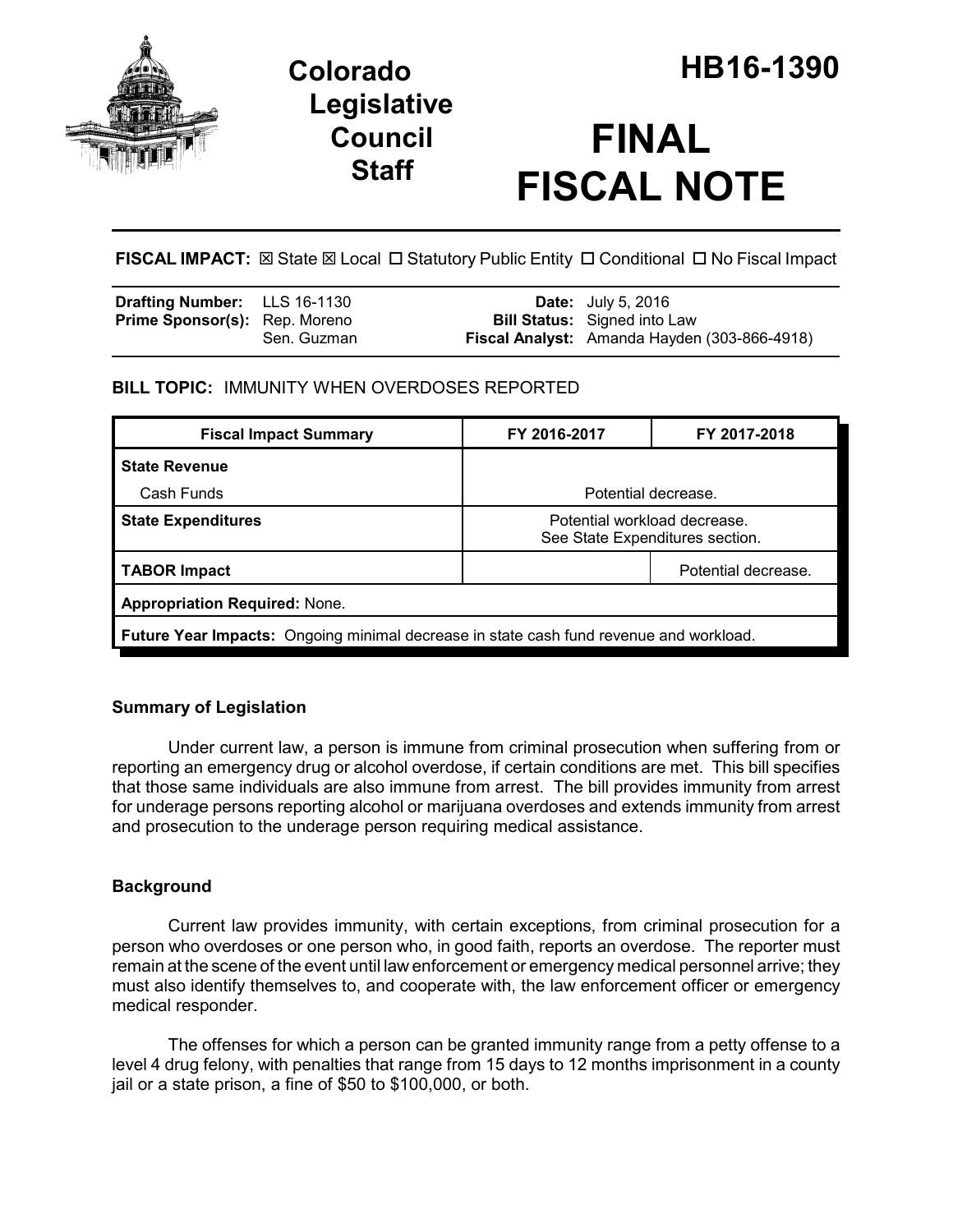# Colorado Legislative Council Staff

# HB16-1390

# FINAL FISCAL NOTE

**FISCAL IMPACT:** ☒ State ☒ Local ☐ Statutory Public Entity ☐ Conditional ☐ No Fiscal Impact

| | | | |
|---|---|---|---|
| **Drafting Number:** | LLS 16-1130 | **Date:** | July 5, 2016 |
| **Prime Sponsor(s):** | Rep. Moreno<br>Sen. Guzman | **Bill Status:** | Signed into Law |
| | | **Fiscal Analyst:** | Amanda Hayden (303-866-4918) |

**BILL TOPIC:** IMMUNITY WHEN OVERDOSES REPORTED

| Fiscal Impact Summary | FY 2016-2017 | FY 2017-2018 |
|---|---|---|
| **State Revenue** | | |
| Cash Funds | Potential decrease. | |
| **State Expenditures** | Potential workload decrease.<br>See State Expenditures section. | |
| **TABOR Impact** | | Potential decrease. |
| **Appropriation Required:** None. | | |
| **Future Year Impacts:** Ongoing minimal decrease in state cash fund revenue and workload. | | |

## Summary of Legislation

Under current law, a person is immune from criminal prosecution when suffering from or reporting an emergency drug or alcohol overdose, if certain conditions are met. This bill specifies that those same individuals are also immune from arrest. The bill provides immunity from arrest for underage persons reporting alcohol or marijuana overdoses and extends immunity from arrest and prosecution to the underage person requiring medical assistance.

## Background

Current law provides immunity, with certain exceptions, from criminal prosecution for a person who overdoses or one person who, in good faith, reports an overdose. The reporter must remain at the scene of the event until law enforcement or emergency medical personnel arrive; they must also identify themselves to, and cooperate with, the law enforcement officer or emergency medical responder.

The offenses for which a person can be granted immunity range from a petty offense to a level 4 drug felony, with penalties that range from 15 days to 12 months imprisonment in a county jail or a state prison, a fine of $50 to $100,000, or both.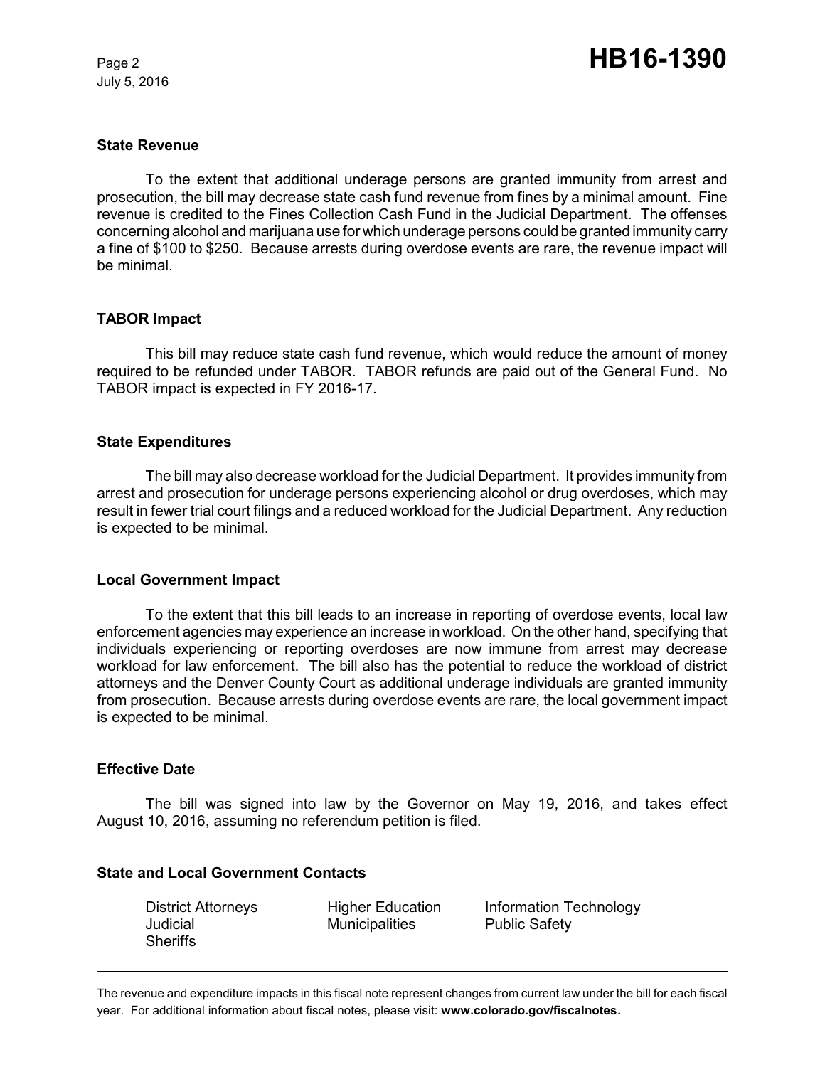### State Revenue

To the extent that additional underage persons are granted immunity from arrest and prosecution, the bill may decrease state cash fund revenue from fines by a minimal amount. Fine revenue is credited to the Fines Collection Cash Fund in the Judicial Department. The offenses concerning alcohol and marijuana use for which underage persons could be granted immunity carry a fine of $100 to $250. Because arrests during overdose events are rare, the revenue impact will be minimal.

### TABOR Impact

This bill may reduce state cash fund revenue, which would reduce the amount of money required to be refunded under TABOR. TABOR refunds are paid out of the General Fund. No TABOR impact is expected in FY 2016-17.

### State Expenditures

The bill may also decrease workload for the Judicial Department. It provides immunity from arrest and prosecution for underage persons experiencing alcohol or drug overdoses, which may result in fewer trial court filings and a reduced workload for the Judicial Department. Any reduction is expected to be minimal.

### Local Government Impact

To the extent that this bill leads to an increase in reporting of overdose events, local law enforcement agencies may experience an increase in workload. On the other hand, specifying that individuals experiencing or reporting overdoses are now immune from arrest may decrease workload for law enforcement. The bill also has the potential to reduce the workload of district attorneys and the Denver County Court as additional underage individuals are granted immunity from prosecution. Because arrests during overdose events are rare, the local government impact is expected to be minimal.

### Effective Date

The bill was signed into law by the Governor on May 19, 2016, and takes effect August 10, 2016, assuming no referendum petition is filed.

### State and Local Government Contacts

| | | |
|---|---|---|
| District Attorneys | Higher Education | Information Technology |
| Judicial | Municipalities | Public Safety |
| Sheriffs | | |

The revenue and expenditure impacts in this fiscal note represent changes from current law under the bill for each fiscal year. For additional information about fiscal notes, please visit: **www.colorado.gov/fiscalnotes.**